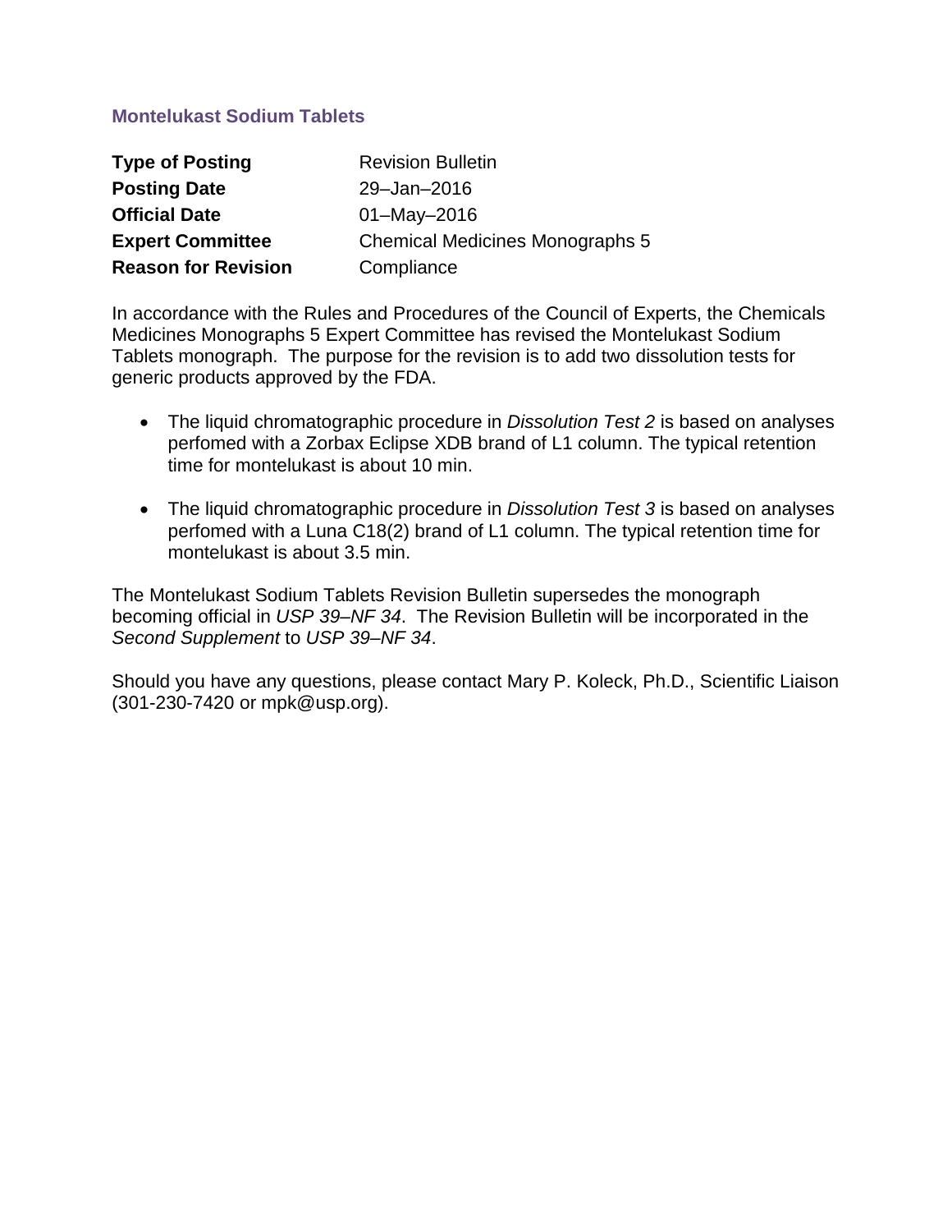# Montelukast Sodium Tablets

| | |
|---|---|
| **Type of Posting** | Revision Bulletin |
| **Posting Date** | 29–Jan–2016 |
| **Official Date** | 01–May–2016 |
| **Expert Committee** | Chemical Medicines Monographs 5 |
| **Reason for Revision** | Compliance |

In accordance with the Rules and Procedures of the Council of Experts, the Chemicals Medicines Monographs 5 Expert Committee has revised the Montelukast Sodium Tablets monograph. The purpose for the revision is to add two dissolution tests for generic products approved by the FDA.

- The liquid chromatographic procedure in *Dissolution Test 2* is based on analyses perfomed with a Zorbax Eclipse XDB brand of L1 column. The typical retention time for montelukast is about 10 min.

- The liquid chromatographic procedure in *Dissolution Test 3* is based on analyses perfomed with a Luna C18(2) brand of L1 column. The typical retention time for montelukast is about 3.5 min.

The Montelukast Sodium Tablets Revision Bulletin supersedes the monograph becoming official in *USP 39–NF 34*. The Revision Bulletin will be incorporated in the *Second Supplement* to *USP 39–NF 34*.

Should you have any questions, please contact Mary P. Koleck, Ph.D., Scientific Liaison (301-230-7420 or mpk@usp.org).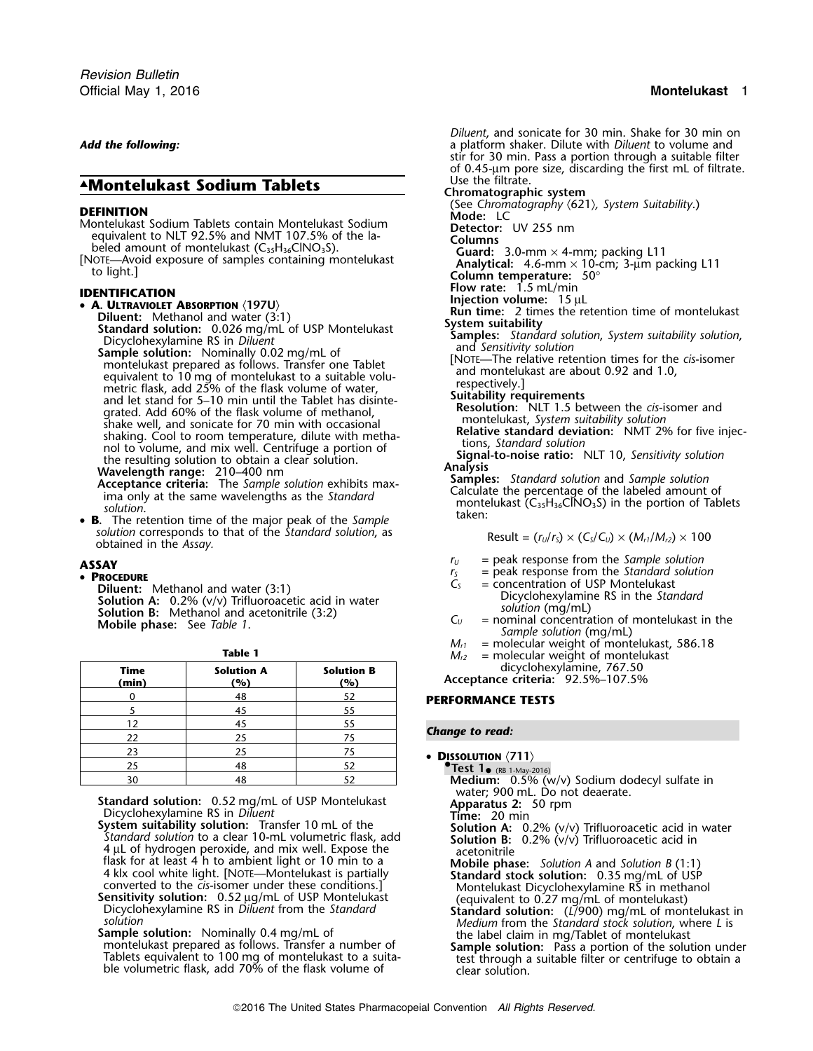*Add the following:*

## ▲Montelukast Sodium Tablets

### DEFINITION

Montelukast Sodium Tablets contain Montelukast Sodium equivalent to NLT 92.5% and NMT 107.5% of the labeled amount of montelukast ($C_{35}H_{36}ClNO_3S$).

[NOTE—Avoid exposure of samples containing montelukast to light.]

### IDENTIFICATION

- **A. Ultraviolet Absorption** ⟨197U⟩

  **Diluent:** Methanol and water (3:1)

  **Standard solution:** 0.026 mg/mL of USP Montelukast Dicyclohexylamine RS in *Diluent*

  **Sample solution:** Nominally 0.02 mg/mL of montelukast prepared as follows. Transfer one Tablet equivalent to 10 mg of montelukast to a suitable volumetric flask, add 25% of the flask volume of water, and let stand for 5–10 min until the Tablet has disintegrated. Add 60% of the flask volume of methanol, shake well, and sonicate for 70 min with occasional shaking. Cool to room temperature, dilute with methanol to volume, and mix well. Centrifuge a portion of the resulting solution to obtain a clear solution.

  **Wavelength range:** 210–400 nm

  **Acceptance criteria:** The *Sample solution* exhibits maxima only at the same wavelengths as the *Standard solution*.

- **B.** The retention time of the major peak of the *Sample solution* corresponds to that of the *Standard solution*, as obtained in the *Assay*.

### ASSAY

- **Procedure**

  **Diluent:** Methanol and water (3:1)

  **Solution A:** 0.2% (v/v) Trifluoroacetic acid in water

  **Solution B:** Methanol and acetonitrile (3:2)

  **Mobile phase:** See *Table 1*.

**Table 1**

| Time (min) | Solution A (%) | Solution B (%) |
|---|---|---|
| 0 | 48 | 52 |
| 5 | 45 | 55 |
| 12 | 45 | 55 |
| 22 | 25 | 75 |
| 23 | 25 | 75 |
| 25 | 48 | 52 |
| 30 | 48 | 52 |

**Standard solution:** 0.52 mg/mL of USP Montelukast Dicyclohexylamine RS in *Diluent*

**System suitability solution:** Transfer 10 mL of the *Standard solution* to a clear 10-mL volumetric flask, add 4 µL of hydrogen peroxide, and mix well. Expose the flask for at least 4 h to ambient light or 10 min to a 4 klx cool white light. [NOTE—Montelukast is partially converted to the *cis*-isomer under these conditions.]

**Sensitivity solution:** 0.52 µg/mL of USP Montelukast Dicyclohexylamine RS in *Diluent* from the *Standard solution*

**Sample solution:** Nominally 0.4 mg/mL of montelukast prepared as follows. Transfer a number of Tablets equivalent to 100 mg of montelukast to a suitable volumetric flask, add 70% of the flask volume of *Diluent*, and sonicate for 30 min. Shake for 30 min on a platform shaker. Dilute with *Diluent* to volume and stir for 30 min. Pass a portion through a suitable filter of 0.45-µm pore size, discarding the first mL of filtrate. Use the filtrate.

**Chromatographic system**

(See *Chromatography* ⟨621⟩, *System Suitability*.)

**Mode:** LC

**Detector:** UV 255 nm

**Columns**

**Guard:** 3.0-mm × 4-mm; packing L11

**Analytical:** 4.6-mm × 10-cm; 3-µm packing L11

**Column temperature:** 50°

**Flow rate:** 1.5 mL/min

**Injection volume:** 15 µL

**Run time:** 2 times the retention time of montelukast

**System suitability**

**Samples:** *Standard solution*, *System suitability solution*, and *Sensitivity solution*

[NOTE—The relative retention times for the *cis*-isomer and montelukast are about 0.92 and 1.0, respectively.]

**Suitability requirements**

**Resolution:** NLT 1.5 between the *cis*-isomer and montelukast, *System suitability solution*

**Relative standard deviation:** NMT 2% for five injections, *Standard solution*

**Signal-to-noise ratio:** NLT 10, *Sensitivity solution*

**Analysis**

**Samples:** *Standard solution* and *Sample solution*

Calculate the percentage of the labeled amount of montelukast ($C_{35}H_{36}ClNO_3S$) in the portion of Tablets taken:

$$\text{Result} = (r_U/r_S) \times (C_S/C_U) \times (M_{r1}/M_{r2}) \times 100$$

$r_U$ = peak response from the *Sample solution*

$r_S$ = peak response from the *Standard solution*

$C_S$ = concentration of USP Montelukast Dicyclohexylamine RS in the *Standard solution* (mg/mL)

$C_U$ = nominal concentration of montelukast in the *Sample solution* (mg/mL)

$M_{r1}$ = molecular weight of montelukast, 586.18

$M_{r2}$ = molecular weight of montelukast dicyclohexylamine, 767.50

**Acceptance criteria:** 92.5%–107.5%

### PERFORMANCE TESTS

*Change to read:*

- **Dissolution** ⟨711⟩

  •**Test 1**• (RB 1-May-2016)

  **Medium:** 0.5% (w/v) Sodium dodecyl sulfate in water; 900 mL. Do not deaerate.

  **Apparatus 2:** 50 rpm

  **Time:** 20 min

  **Solution A:** 0.2% (v/v) Trifluoroacetic acid in water

  **Solution B:** 0.2% (v/v) Trifluoroacetic acid in acetonitrile

  **Mobile phase:** *Solution A* and *Solution B* (1:1)

  **Standard stock solution:** 0.35 mg/mL of USP Montelukast Dicyclohexylamine RS in methanol (equivalent to 0.27 mg/mL of montelukast)

  **Standard solution:** ($L$/900) mg/mL of montelukast in *Medium* from the *Standard stock solution*, where $L$ is the label claim in mg/Tablet of montelukast

  **Sample solution:** Pass a portion of the solution under test through a suitable filter or centrifuge to obtain a clear solution.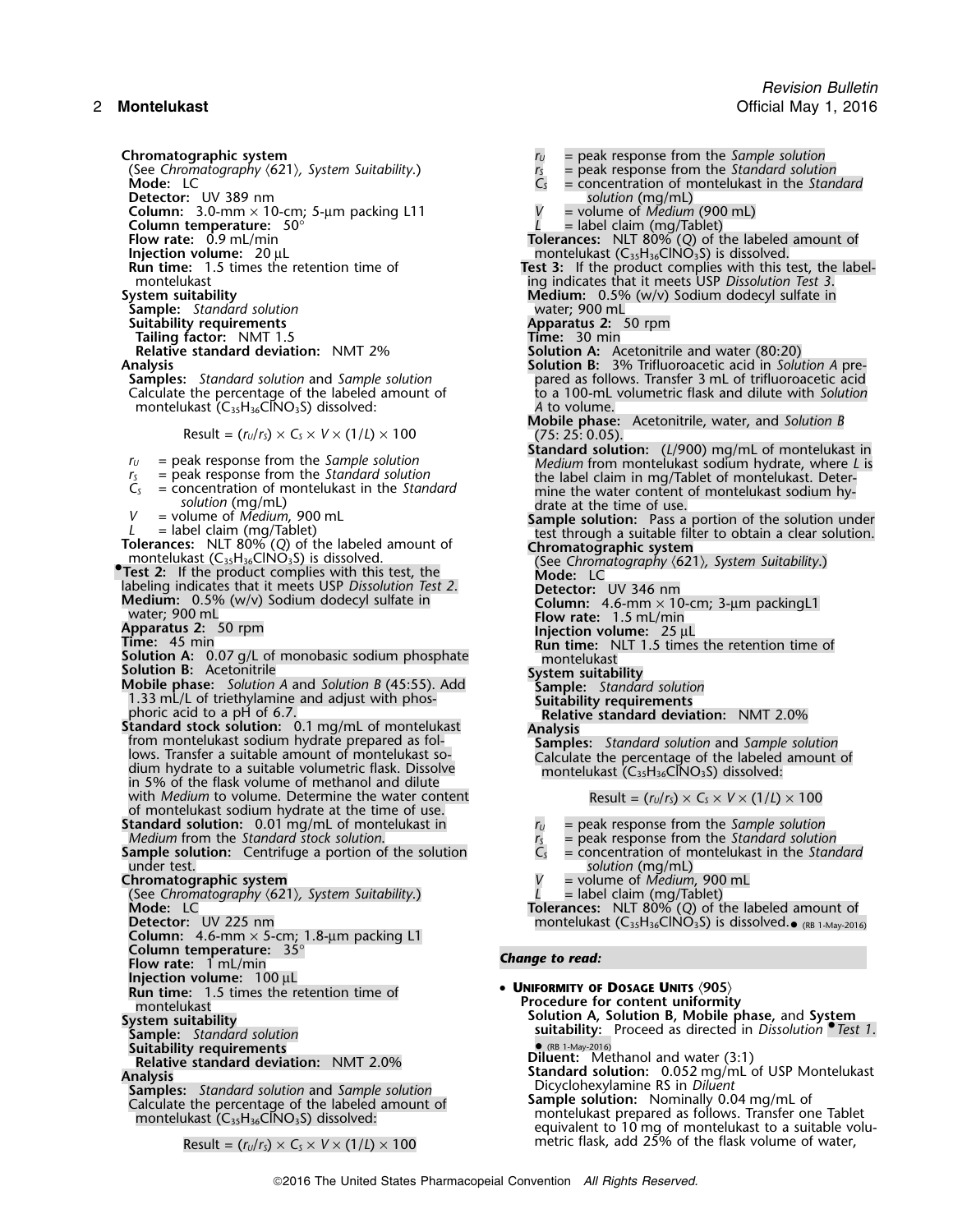**Chromatographic system**
(See *Chromatography* ⟨621⟩, *System Suitability*.)
**Mode:** LC
**Detector:** UV 389 nm
**Column:** 3.0-mm × 10-cm; 5-µm packing L11
**Column temperature:** 50°
**Flow rate:** 0.9 mL/min
**Injection volume:** 20 µL
**Run time:** 1.5 times the retention time of montelukast

**System suitability**
**Sample:** *Standard solution*
**Suitability requirements**
**Tailing factor:** NMT 1.5
**Relative standard deviation:** NMT 2%

**Analysis**
**Samples:** *Standard solution* and *Sample solution*
Calculate the percentage of the labeled amount of montelukast ($C_{35}H_{36}ClNO_3S$) dissolved:

$$\text{Result} = (r_U/r_S) \times C_S \times V \times (1/L) \times 100$$

$r_U$ = peak response from the *Sample solution*
$r_S$ = peak response from the *Standard solution*
$C_S$ = concentration of montelukast in the *Standard solution* (mg/mL)
$V$ = volume of *Medium*, 900 mL
$L$ = label claim (mg/Tablet)

**Tolerances:** NLT 80% (*Q*) of the labeled amount of montelukast ($C_{35}H_{36}ClNO_3S$) is dissolved.

•**Test 2:** If the product complies with this test, the labeling indicates that it meets USP *Dissolution Test 2*.
**Medium:** 0.5% (w/v) Sodium dodecyl sulfate in water; 900 mL
**Apparatus 2:** 50 rpm
**Time:** 45 min
**Solution A:** 0.07 g/L of monobasic sodium phosphate
**Solution B:** Acetonitrile
**Mobile phase:** *Solution A* and *Solution B* (45:55). Add 1.33 mL/L of triethylamine and adjust with phosphoric acid to a pH of 6.7.
**Standard stock solution:** 0.1 mg/mL of montelukast from montelukast sodium hydrate prepared as follows. Transfer a suitable amount of montelukast sodium hydrate to a suitable volumetric flask. Dissolve in 5% of the flask volume of methanol and dilute with *Medium* to volume. Determine the water content of montelukast sodium hydrate at the time of use.
**Standard solution:** 0.01 mg/mL of montelukast in *Medium* from the *Standard stock solution*.
**Sample solution:** Centrifuge a portion of the solution under test.

**Chromatographic system**
(See *Chromatography* ⟨621⟩, *System Suitability*.)
**Mode:** LC
**Detector:** UV 225 nm
**Column:** 4.6-mm × 5-cm; 1.8-µm packing L1
**Column temperature:** 35°
**Flow rate:** 1 mL/min
**Injection volume:** 100 µL
**Run time:** 1.5 times the retention time of montelukast

**System suitability**
**Sample:** *Standard solution*
**Suitability requirements**
**Relative standard deviation:** NMT 2.0%

**Analysis**
**Samples:** *Standard solution* and *Sample solution*
Calculate the percentage of the labeled amount of montelukast ($C_{35}H_{36}ClNO_3S$) dissolved:

$$\text{Result} = (r_U/r_S) \times C_S \times V \times (1/L) \times 100$$

$r_U$ = peak response from the *Sample solution*
$r_S$ = peak response from the *Standard solution*
$C_S$ = concentration of montelukast in the *Standard solution* (mg/mL)
$V$ = volume of *Medium* (900 mL)
$L$ = label claim (mg/Tablet)

**Tolerances:** NLT 80% (*Q*) of the labeled amount of montelukast ($C_{35}H_{36}ClNO_3S$) is dissolved.

**Test 3:** If the product complies with this test, the labeling indicates that it meets USP *Dissolution Test 3*.
**Medium:** 0.5% (w/v) Sodium dodecyl sulfate in water; 900 mL
**Apparatus 2:** 50 rpm
**Time:** 30 min
**Solution A:** Acetonitrile and water (80:20)
**Solution B:** 3% Trifluoroacetic acid in *Solution A* prepared as follows. Transfer 3 mL of trifluoroacetic acid to a 100-mL volumetric flask and dilute with *Solution A* to volume.
**Mobile phase:** Acetonitrile, water, and *Solution B* (75: 25: 0.05).
**Standard solution:** (*L*/900) mg/mL of montelukast in *Medium* from montelukast sodium hydrate, where *L* is the label claim in mg/Tablet of montelukast. Determine the water content of montelukast sodium hydrate at the time of use.
**Sample solution:** Pass a portion of the solution under test through a suitable filter to obtain a clear solution.

**Chromatographic system**
(See *Chromatography* ⟨621⟩, *System Suitability*.)
**Mode:** LC
**Detector:** UV 346 nm
**Column:** 4.6-mm × 10-cm; 3-µm packingL1
**Flow rate:** 1.5 mL/min
**Injection volume:** 25 µL
**Run time:** NLT 1.5 times the retention time of montelukast

**System suitability**
**Sample:** *Standard solution*
**Suitability requirements**
**Relative standard deviation:** NMT 2.0%

**Analysis**
**Samples:** *Standard solution* and *Sample solution*
Calculate the percentage of the labeled amount of montelukast ($C_{35}H_{36}ClNO_3S$) dissolved:

$$\text{Result} = (r_U/r_S) \times C_S \times V \times (1/L) \times 100$$

$r_U$ = peak response from the *Sample solution*
$r_S$ = peak response from the *Standard solution*
$C_S$ = concentration of montelukast in the *Standard solution* (mg/mL)
$V$ = volume of *Medium*, 900 mL
$L$ = label claim (mg/Tablet)

**Tolerances:** NLT 80% (*Q*) of the labeled amount of montelukast ($C_{35}H_{36}ClNO_3S$) is dissolved.• (RB 1-May-2016)

*Change to read:*

• **UNIFORMITY OF DOSAGE UNITS** ⟨905⟩
**Procedure for content uniformity**
**Solution A, Solution B, Mobile phase,** and **System suitability:** Proceed as directed in *Dissolution* •*Test 1*.• (RB 1-May-2016)
**Diluent:** Methanol and water (3:1)
**Standard solution:** 0.052 mg/mL of USP Montelukast Dicyclohexylamine RS in *Diluent*
**Sample solution:** Nominally 0.04 mg/mL of montelukast prepared as follows. Transfer one Tablet equivalent to 10 mg of montelukast to a suitable volumetric flask, add 25% of the flask volume of water,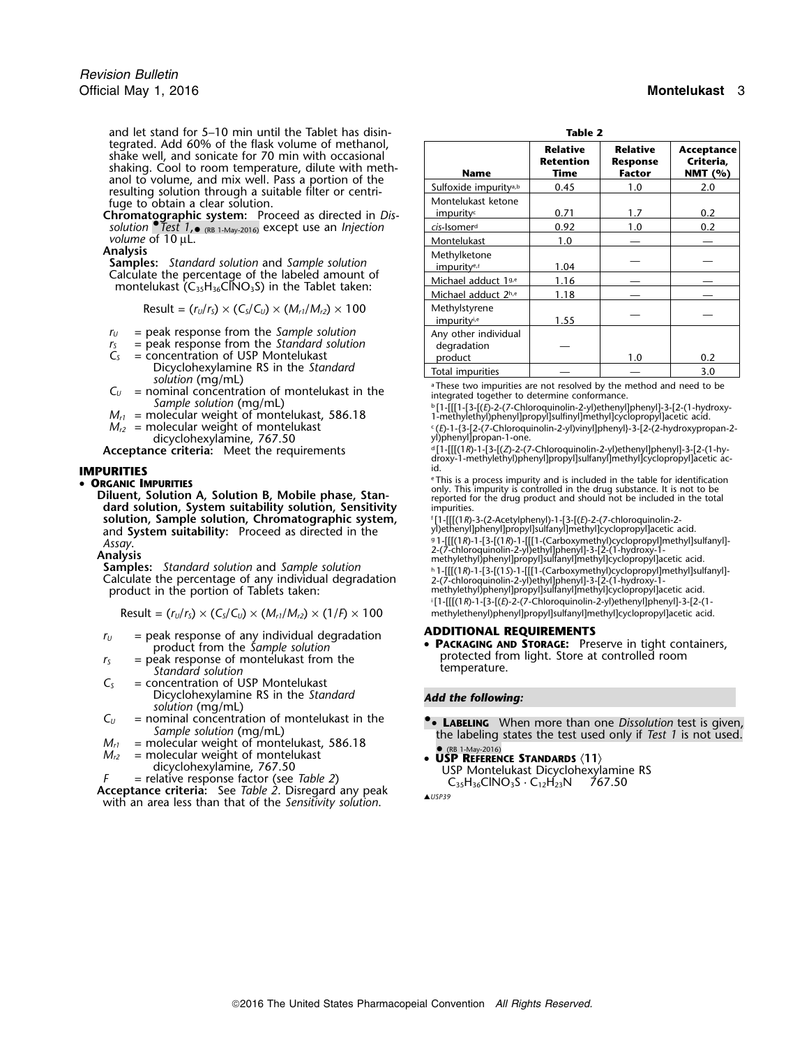and let stand for 5–10 min until the Tablet has disintegrated. Add 60% of the flask volume of methanol, shake well, and sonicate for 70 min with occasional shaking. Cool to room temperature, dilute with methanol to volume, and mix well. Pass a portion of the resulting solution through a suitable filter or centrifuge to obtain a clear solution.

**Chromatographic system:** Proceed as directed in *Dissolution* •*Test 1*,• (RB 1-May-2016) except use an *Injection volume* of 10 µL.

**Analysis**

**Samples:** *Standard solution* and *Sample solution*

Calculate the percentage of the labeled amount of montelukast ($C_{35}H_{36}ClNO_3S$) in the Tablet taken:

$$\text{Result} = (r_U/r_S) \times (C_S/C_U) \times (M_{r1}/M_{r2}) \times 100$$

$r_U$ = peak response from the *Sample solution*
$r_S$ = peak response from the *Standard solution*
$C_S$ = concentration of USP Montelukast Dicyclohexylamine RS in the *Standard solution* (mg/mL)
$C_U$ = nominal concentration of montelukast in the *Sample solution* (mg/mL)
$M_{r1}$ = molecular weight of montelukast, 586.18
$M_{r2}$ = molecular weight of montelukast dicyclohexylamine, 767.50

**Acceptance criteria:** Meet the requirements

## IMPURITIES

• **ORGANIC IMPURITIES**

**Diluent, Solution A, Solution B, Mobile phase, Standard solution, System suitability solution, Sensitivity solution, Sample solution, Chromatographic system,** and **System suitability:** Proceed as directed in the *Assay*.

**Analysis**

**Samples:** *Standard solution* and *Sample solution*

Calculate the percentage of any individual degradation product in the portion of Tablets taken:

$$\text{Result} = (r_U/r_S) \times (C_S/C_U) \times (M_{r1}/M_{r2}) \times (1/F) \times 100$$

$r_U$ = peak response of any individual degradation product from the *Sample solution*
$r_S$ = peak response of montelukast from the *Standard solution*
$C_S$ = concentration of USP Montelukast Dicyclohexylamine RS in the *Standard solution* (mg/mL)
$C_U$ = nominal concentration of montelukast in the *Sample solution* (mg/mL)
$M_{r1}$ = molecular weight of montelukast, 586.18
$M_{r2}$ = molecular weight of montelukast dicyclohexylamine, 767.50
$F$ = relative response factor (see *Table 2*)

**Acceptance criteria:** See *Table 2*. Disregard any peak with an area less than that of the *Sensitivity solution*.

**Table 2**

| Name | Relative Retention Time | Relative Response Factor | Acceptance Criteria, NMT (%) |
|---|---|---|---|
| Sulfoxide impurity[a,b] | 0.45 | 1.0 | 2.0 |
| Montelukast ketone impurity[c] | 0.71 | 1.7 | 0.2 |
| *cis*-Isomer[d] | 0.92 | 1.0 | 0.2 |
| Montelukast | 1.0 | — | — |
| Methylketone impurity[e,f] | 1.04 | — | — |
| Michael adduct 1[g,e] | 1.16 | — | — |
| Michael adduct 2[h,e] | 1.18 | — | — |
| Methylstyrene impurity[i,e] | 1.55 | — | — |
| Any other individual degradation product | — | 1.0 | 0.2 |
| Total impurities | — | — | 3.0 |

[a] These two impurities are not resolved by the method and need to be integrated together to determine conformance.

[b] [1-[[[1-[3-[(*E*)-2-(7-Chloroquinolin-2-yl)ethenyl]phenyl]-3-[2-(1-hydroxy-1-methylethyl)phenyl]propyl]sulfinyl]methyl]cyclopropyl]acetic acid.

[c] (*E*)-1-{3-[2-(7-Chloroquinolin-2-yl)vinyl]phenyl}-3-[2-(2-hydroxypropan-2-yl)phenyl]propan-1-one.

[d] [1-[[[(1*R*)-1-[3-[(*Z*)-2-(7-Chloroquinolin-2-yl)ethenyl]phenyl]-3-[2-(1-hydroxy-1-methylethyl)phenyl]propyl]sulfanyl]methyl]cyclopropyl]acetic acid.

[e] This is a process impurity and is included in the table for identification only. This impurity is controlled in the drug substance. It is not to be reported for the drug product and should not be included in the total impurities.

[f] [1-[[[(1*R*)-3-(2-Acetylphenyl)-1-[3-[(*E*)-2-(7-chloroquinolin-2-yl)ethenyl]phenyl]propyl]sulfanyl]methyl]cyclopropyl]acetic acid.

[g] 1-[[[(1*R*)-1-[3-[(1*R*)-1-[[[1-(Carboxymethyl)cyclopropyl]methyl]sulfanyl]-2-(7-chloroquinolin-2-yl)ethyl]phenyl]-3-[2-(1-hydroxy-1-methylethyl)phenyl]propyl]sulfanyl]methyl]cyclopropyl]acetic acid.

[h] 1-[[[(1*R*)-1-[3-[(1*S*)-1-[[[1-(Carboxymethyl)cyclopropyl]methyl]sulfanyl]-2-(7-chloroquinolin-2-yl)ethyl]phenyl]-3-[2-(1-hydroxy-1-methylethyl)phenyl]propyl]sulfanyl]methyl]cyclopropyl]acetic acid.

[i] [1-[[[(1*R*)-1-[3-[(*E*)-2-(7-Chloroquinolin-2-yl)ethenyl]phenyl]-3-[2-(1-methylethenyl)phenyl]propyl]sulfanyl]methyl]cyclopropyl]acetic acid.

## ADDITIONAL REQUIREMENTS

• **PACKAGING AND STORAGE:** Preserve in tight containers, protected from light. Store at controlled room temperature.

***Add the following:***

•• **LABELING** When more than one *Dissolution* test is given, the labeling states the test used only if *Test 1* is not used.
• (RB 1-May-2016)

• **USP REFERENCE STANDARDS ⟨11⟩**
USP Montelukast Dicyclohexylamine RS
$C_{35}H_{36}ClNO_3S \cdot C_{12}H_{23}N$ 767.50
▲USP39